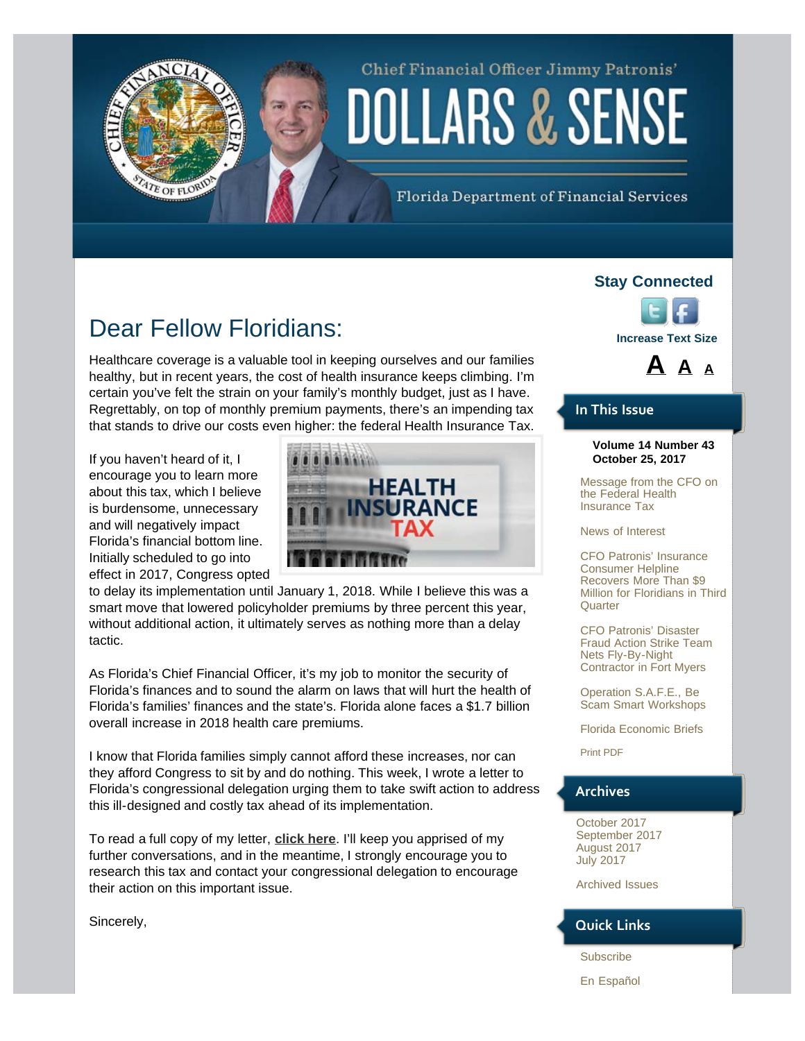Chief Financial Officer Jimmy Patronis'

# DOLLARS & SENSE

Florida Department of Financial Services

## Dear Fellow Floridians:

Healthcare coverage is a valuable tool in keeping ourselves and our families healthy, but in recent years, the cost of health insurance keeps climbing. I'm certain you've felt the strain on your family's monthly budget, just as I have. Regrettably, on top of monthly premium payments, there's an impending tax that stands to drive our costs even higher: the federal Health Insurance Tax.

If you haven't heard of it, I encourage you to learn more about this tax, which I believe is burdensome, unnecessary and will negatively impact Florida's financial bottom line. Initially scheduled to go into effect in 2017, Congress opted to delay its implementation until January 1, 2018. While I believe this was a smart move that lowered policyholder premiums by three percent this year, without additional action, it ultimately serves as nothing more than a delay tactic.

As Florida's Chief Financial Officer, it's my job to monitor the security of Florida's finances and to sound the alarm on laws that will hurt the health of Florida's families' finances and the state's. Florida alone faces a $1.7 billion overall increase in 2018 health care premiums.

I know that Florida families simply cannot afford these increases, nor can they afford Congress to sit by and do nothing. This week, I wrote a letter to Florida's congressional delegation urging them to take swift action to address this ill-designed and costly tax ahead of its implementation.

To read a full copy of my letter, **click here**. I'll keep you apprised of my further conversations, and in the meantime, I strongly encourage you to research this tax and contact your congressional delegation to encourage their action on this important issue.

Sincerely,

**Stay Connected**

**Increase Text Size**

**A A A**

### In This Issue

**Volume 14 Number 43**
**October 25, 2017**

- Message from the CFO on the Federal Health Insurance Tax
- News of Interest
- CFO Patronis' Insurance Consumer Helpline Recovers More Than $9 Million for Floridians in Third Quarter
- CFO Patronis' Disaster Fraud Action Strike Team Nets Fly-By-Night Contractor in Fort Myers
- Operation S.A.F.E., Be Scam Smart Workshops
- Florida Economic Briefs
- Print PDF

### Archives

- October 2017
- September 2017
- August 2017
- July 2017
- Archived Issues

### Quick Links

- Subscribe
- En Español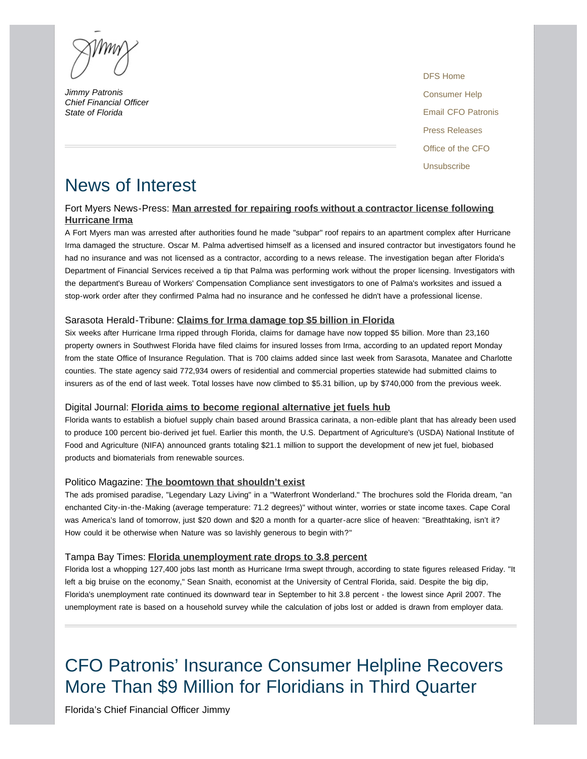*Jimmy Patronis*
*Chief Financial Officer*
*State of Florida*

DFS Home

Consumer Help

Email CFO Patronis

Press Releases

Office of the CFO

Unsubscribe

# News of Interest

### Fort Myers News-Press: **Man arrested for repairing roofs without a contractor license following Hurricane Irma**

A Fort Myers man was arrested after authorities found he made "subpar" roof repairs to an apartment complex after Hurricane Irma damaged the structure. Oscar M. Palma advertised himself as a licensed and insured contractor but investigators found he had no insurance and was not licensed as a contractor, according to a news release. The investigation began after Florida's Department of Financial Services received a tip that Palma was performing work without the proper licensing. Investigators with the department's Bureau of Workers' Compensation Compliance sent investigators to one of Palma's worksites and issued a stop-work order after they confirmed Palma had no insurance and he confessed he didn't have a professional license.

### Sarasota Herald-Tribune: **Claims for Irma damage top $5 billion in Florida**

Six weeks after Hurricane Irma ripped through Florida, claims for damage have now topped $5 billion. More than 23,160 property owners in Southwest Florida have filed claims for insured losses from Irma, according to an updated report Monday from the state Office of Insurance Regulation. That is 700 claims added since last week from Sarasota, Manatee and Charlotte counties. The state agency said 772,934 owers of residential and commercial properties statewide had submitted claims to insurers as of the end of last week. Total losses have now climbed to $5.31 billion, up by $740,000 from the previous week.

### Digital Journal: **Florida aims to become regional alternative jet fuels hub**

Florida wants to establish a biofuel supply chain based around Brassica carinata, a non-edible plant that has already been used to produce 100 percent bio-derived jet fuel. Earlier this month, the U.S. Department of Agriculture's (USDA) National Institute of Food and Agriculture (NIFA) announced grants totaling $21.1 million to support the development of new jet fuel, biobased products and biomaterials from renewable sources.

### Politico Magazine: **The boomtown that shouldn't exist**

The ads promised paradise, "Legendary Lazy Living" in a "Waterfront Wonderland." The brochures sold the Florida dream, "an enchanted City-in-the-Making (average temperature: 71.2 degrees)" without winter, worries or state income taxes. Cape Coral was America's land of tomorrow, just $20 down and $20 a month for a quarter-acre slice of heaven: "Breathtaking, isn't it? How could it be otherwise when Nature was so lavishly generous to begin with?"

### Tampa Bay Times: **Florida unemployment rate drops to 3.8 percent**

Florida lost a whopping 127,400 jobs last month as Hurricane Irma swept through, according to state figures released Friday. "It left a big bruise on the economy," Sean Snaith, economist at the University of Central Florida, said. Despite the big dip, Florida's unemployment rate continued its downward tear in September to hit 3.8 percent - the lowest since April 2007. The unemployment rate is based on a household survey while the calculation of jobs lost or added is drawn from employer data.

# CFO Patronis' Insurance Consumer Helpline Recovers More Than $9 Million for Floridians in Third Quarter

Florida's Chief Financial Officer Jimmy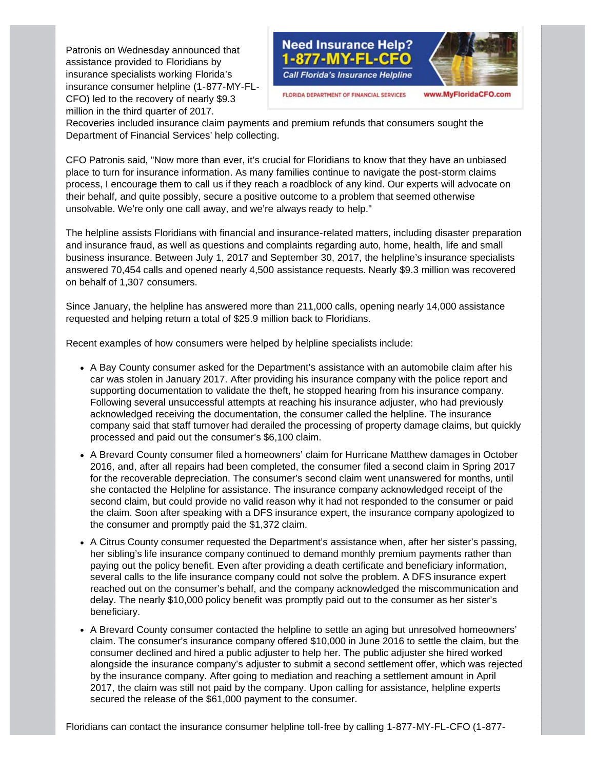Patronis on Wednesday announced that assistance provided to Floridians by insurance specialists working Florida's insurance consumer helpline (1-877-MY-FL-CFO) led to the recovery of nearly $9.3 million in the third quarter of 2017. Recoveries included insurance claim payments and premium refunds that consumers sought the Department of Financial Services' help collecting.

CFO Patronis said, "Now more than ever, it's crucial for Floridians to know that they have an unbiased place to turn for insurance information. As many families continue to navigate the post-storm claims process, I encourage them to call us if they reach a roadblock of any kind. Our experts will advocate on their behalf, and quite possibly, secure a positive outcome to a problem that seemed otherwise unsolvable. We're only one call away, and we're always ready to help."

The helpline assists Floridians with financial and insurance-related matters, including disaster preparation and insurance fraud, as well as questions and complaints regarding auto, home, health, life and small business insurance. Between July 1, 2017 and September 30, 2017, the helpline's insurance specialists answered 70,454 calls and opened nearly 4,500 assistance requests. Nearly $9.3 million was recovered on behalf of 1,307 consumers.

Since January, the helpline has answered more than 211,000 calls, opening nearly 14,000 assistance requested and helping return a total of $25.9 million back to Floridians.

Recent examples of how consumers were helped by helpline specialists include:

- A Bay County consumer asked for the Department's assistance with an automobile claim after his car was stolen in January 2017. After providing his insurance company with the police report and supporting documentation to validate the theft, he stopped hearing from his insurance company. Following several unsuccessful attempts at reaching his insurance adjuster, who had previously acknowledged receiving the documentation, the consumer called the helpline. The insurance company said that staff turnover had derailed the processing of property damage claims, but quickly processed and paid out the consumer's $6,100 claim.
- A Brevard County consumer filed a homeowners' claim for Hurricane Matthew damages in October 2016, and, after all repairs had been completed, the consumer filed a second claim in Spring 2017 for the recoverable depreciation. The consumer's second claim went unanswered for months, until she contacted the Helpline for assistance. The insurance company acknowledged receipt of the second claim, but could provide no valid reason why it had not responded to the consumer or paid the claim. Soon after speaking with a DFS insurance expert, the insurance company apologized to the consumer and promptly paid the $1,372 claim.
- A Citrus County consumer requested the Department's assistance when, after her sister's passing, her sibling's life insurance company continued to demand monthly premium payments rather than paying out the policy benefit. Even after providing a death certificate and beneficiary information, several calls to the life insurance company could not solve the problem. A DFS insurance expert reached out on the consumer's behalf, and the company acknowledged the miscommunication and delay. The nearly $10,000 policy benefit was promptly paid out to the consumer as her sister's beneficiary.
- A Brevard County consumer contacted the helpline to settle an aging but unresolved homeowners' claim. The consumer's insurance company offered $10,000 in June 2016 to settle the claim, but the consumer declined and hired a public adjuster to help her. The public adjuster she hired worked alongside the insurance company's adjuster to submit a second settlement offer, which was rejected by the insurance company. After going to mediation and reaching a settlement amount in April 2017, the claim was still not paid by the company. Upon calling for assistance, helpline experts secured the release of the $61,000 payment to the consumer.

Floridians can contact the insurance consumer helpline toll-free by calling 1-877-MY-FL-CFO (1-877-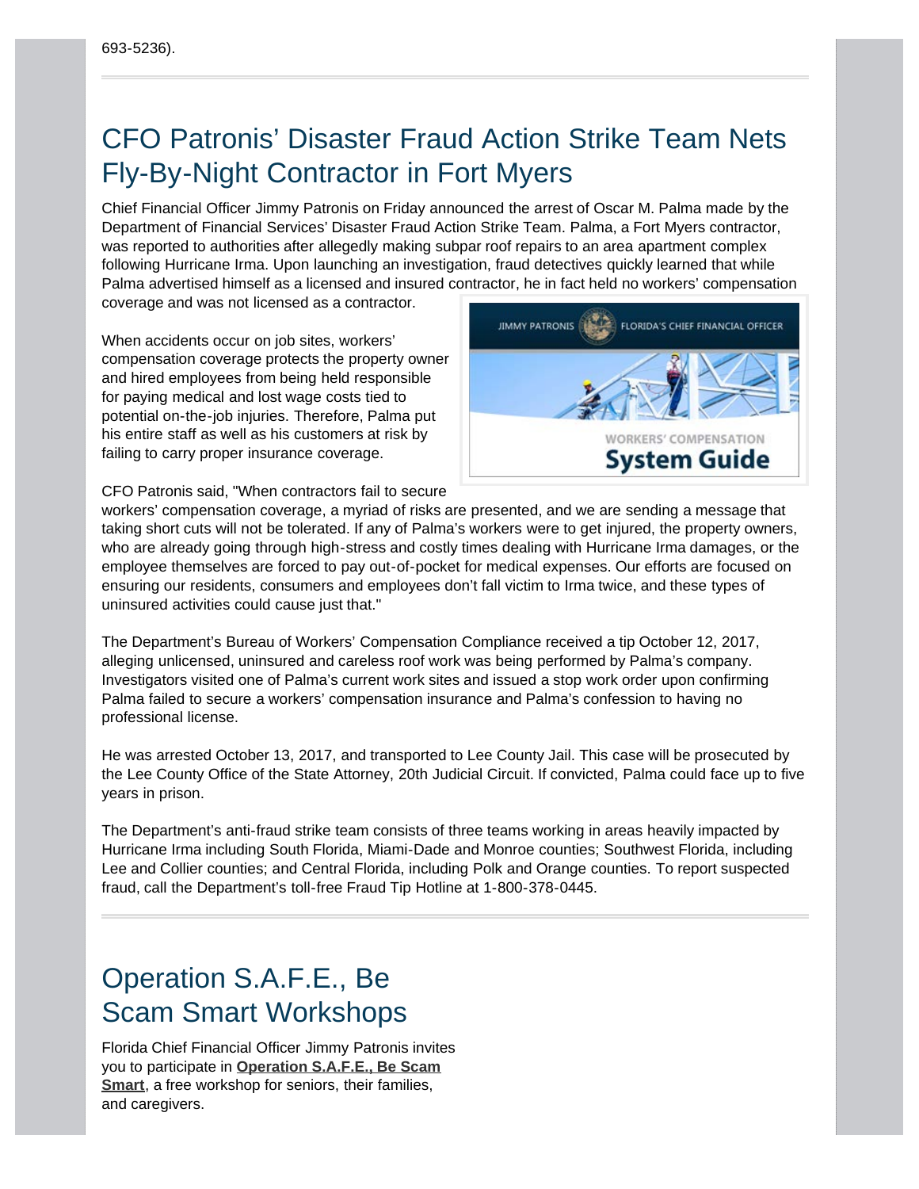693-5236).

## CFO Patronis' Disaster Fraud Action Strike Team Nets Fly-By-Night Contractor in Fort Myers

Chief Financial Officer Jimmy Patronis on Friday announced the arrest of Oscar M. Palma made by the Department of Financial Services' Disaster Fraud Action Strike Team. Palma, a Fort Myers contractor, was reported to authorities after allegedly making subpar roof repairs to an area apartment complex following Hurricane Irma. Upon launching an investigation, fraud detectives quickly learned that while Palma advertised himself as a licensed and insured contractor, he in fact held no workers' compensation coverage and was not licensed as a contractor.

When accidents occur on job sites, workers' compensation coverage protects the property owner and hired employees from being held responsible for paying medical and lost wage costs tied to potential on-the-job injuries. Therefore, Palma put his entire staff as well as his customers at risk by failing to carry proper insurance coverage.

JIMMY PATRONIS FLORIDA'S CHIEF FINANCIAL OFFICER

WORKERS' COMPENSATION System Guide

CFO Patronis said, "When contractors fail to secure workers' compensation coverage, a myriad of risks are presented, and we are sending a message that taking short cuts will not be tolerated. If any of Palma's workers were to get injured, the property owners, who are already going through high-stress and costly times dealing with Hurricane Irma damages, or the employee themselves are forced to pay out-of-pocket for medical expenses. Our efforts are focused on ensuring our residents, consumers and employees don't fall victim to Irma twice, and these types of uninsured activities could cause just that."

The Department's Bureau of Workers' Compensation Compliance received a tip October 12, 2017, alleging unlicensed, uninsured and careless roof work was being performed by Palma's company. Investigators visited one of Palma's current work sites and issued a stop work order upon confirming Palma failed to secure a workers' compensation insurance and Palma's confession to having no professional license.

He was arrested October 13, 2017, and transported to Lee County Jail. This case will be prosecuted by the Lee County Office of the State Attorney, 20th Judicial Circuit. If convicted, Palma could face up to five years in prison.

The Department's anti-fraud strike team consists of three teams working in areas heavily impacted by Hurricane Irma including South Florida, Miami-Dade and Monroe counties; Southwest Florida, including Lee and Collier counties; and Central Florida, including Polk and Orange counties. To report suspected fraud, call the Department's toll-free Fraud Tip Hotline at 1-800-378-0445.

## Operation S.A.F.E., Be Scam Smart Workshops

Florida Chief Financial Officer Jimmy Patronis invites you to participate in **Operation S.A.F.E., Be Scam Smart**, a free workshop for seniors, their families, and caregivers.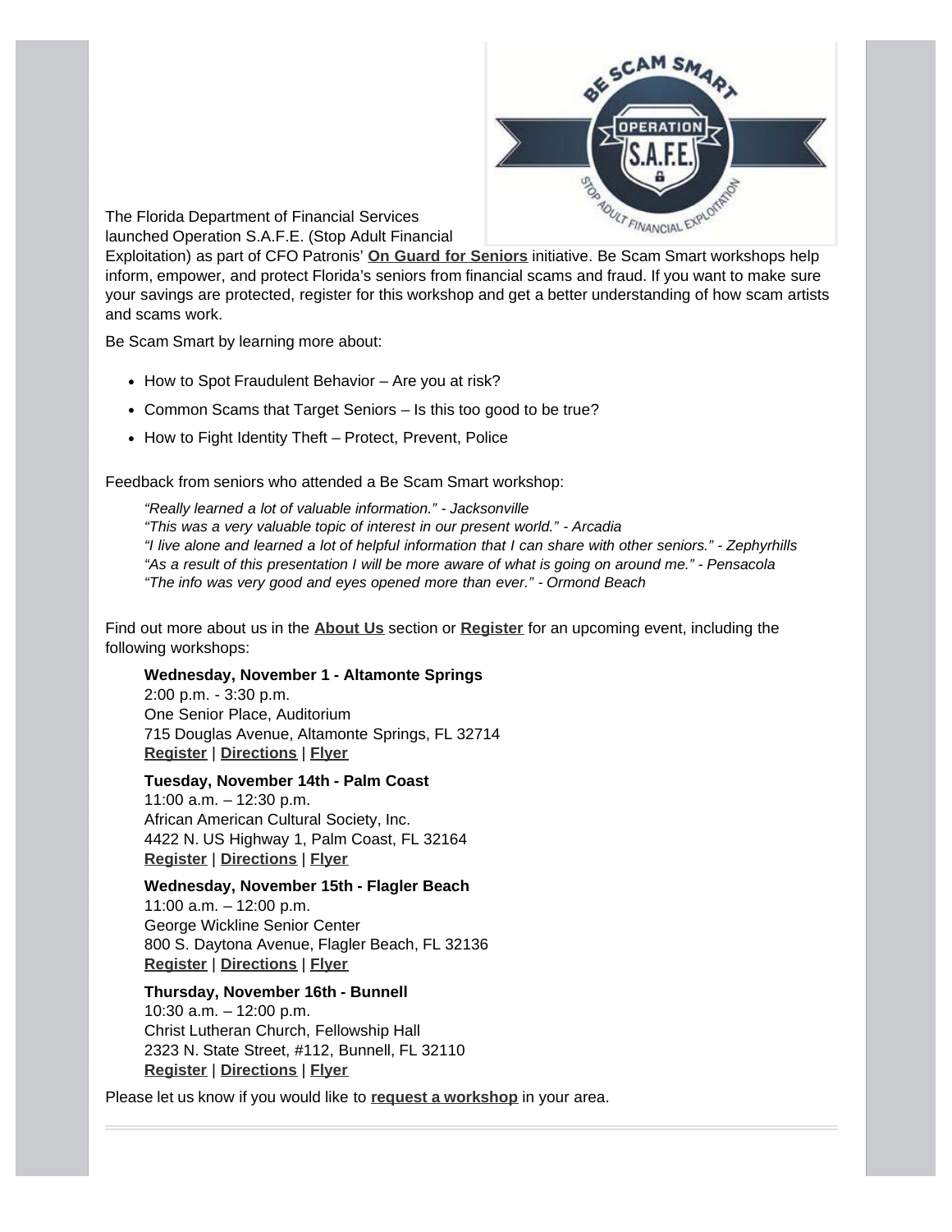The Florida Department of Financial Services launched Operation S.A.F.E. (Stop Adult Financial Exploitation) as part of CFO Patronis' **On Guard for Seniors** initiative. Be Scam Smart workshops help inform, empower, and protect Florida's seniors from financial scams and fraud. If you want to make sure your savings are protected, register for this workshop and get a better understanding of how scam artists and scams work.

Be Scam Smart by learning more about:

- How to Spot Fraudulent Behavior – Are you at risk?
- Common Scams that Target Seniors – Is this too good to be true?
- How to Fight Identity Theft – Protect, Prevent, Police

Feedback from seniors who attended a Be Scam Smart workshop:

> *"Really learned a lot of valuable information." - Jacksonville*
> *"This was a very valuable topic of interest in our present world." - Arcadia*
> *"I live alone and learned a lot of helpful information that I can share with other seniors." - Zephyrhills*
> *"As a result of this presentation I will be more aware of what is going on around me." - Pensacola*
> *"The info was very good and eyes opened more than ever." - Ormond Beach*

Find out more about us in the **About Us** section or **Register** for an upcoming event, including the following workshops:

**Wednesday, November 1 - Altamonte Springs**
2:00 p.m. - 3:30 p.m.
One Senior Place, Auditorium
715 Douglas Avenue, Altamonte Springs, FL 32714
**Register** | **Directions** | **Flyer**

**Tuesday, November 14th - Palm Coast**
11:00 a.m. – 12:30 p.m.
African American Cultural Society, Inc.
4422 N. US Highway 1, Palm Coast, FL 32164
**Register** | **Directions** | **Flyer**

**Wednesday, November 15th - Flagler Beach**
11:00 a.m. – 12:00 p.m.
George Wickline Senior Center
800 S. Daytona Avenue, Flagler Beach, FL 32136
**Register** | **Directions** | **Flyer**

**Thursday, November 16th - Bunnell**
10:30 a.m. – 12:00 p.m.
Christ Lutheran Church, Fellowship Hall
2323 N. State Street, #112, Bunnell, FL 32110
**Register** | **Directions** | **Flyer**

Please let us know if you would like to **request a workshop** in your area.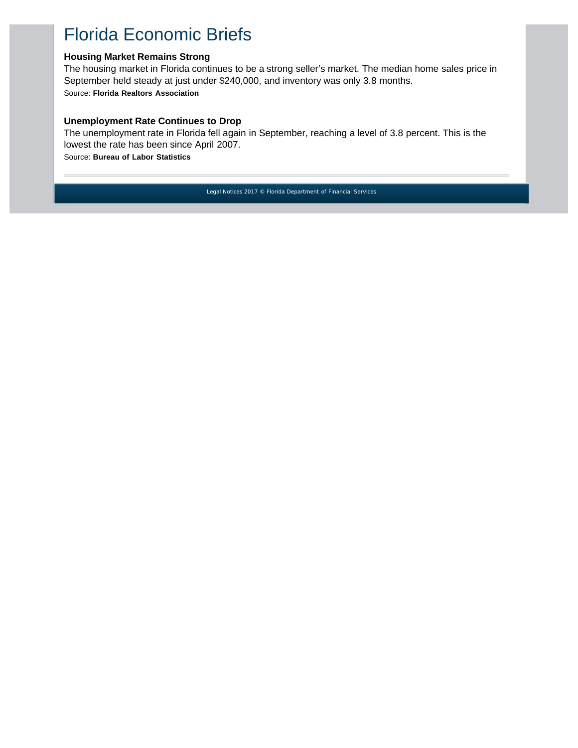# Florida Economic Briefs

### Housing Market Remains Strong

The housing market in Florida continues to be a strong seller's market. The median home sales price in September held steady at just under $240,000, and inventory was only 3.8 months.

Source: **Florida Realtors Association**

### Unemployment Rate Continues to Drop

The unemployment rate in Florida fell again in September, reaching a level of 3.8 percent. This is the lowest the rate has been since April 2007.

Source: **Bureau of Labor Statistics**

Legal Notices 2017 © Florida Department of Financial Services